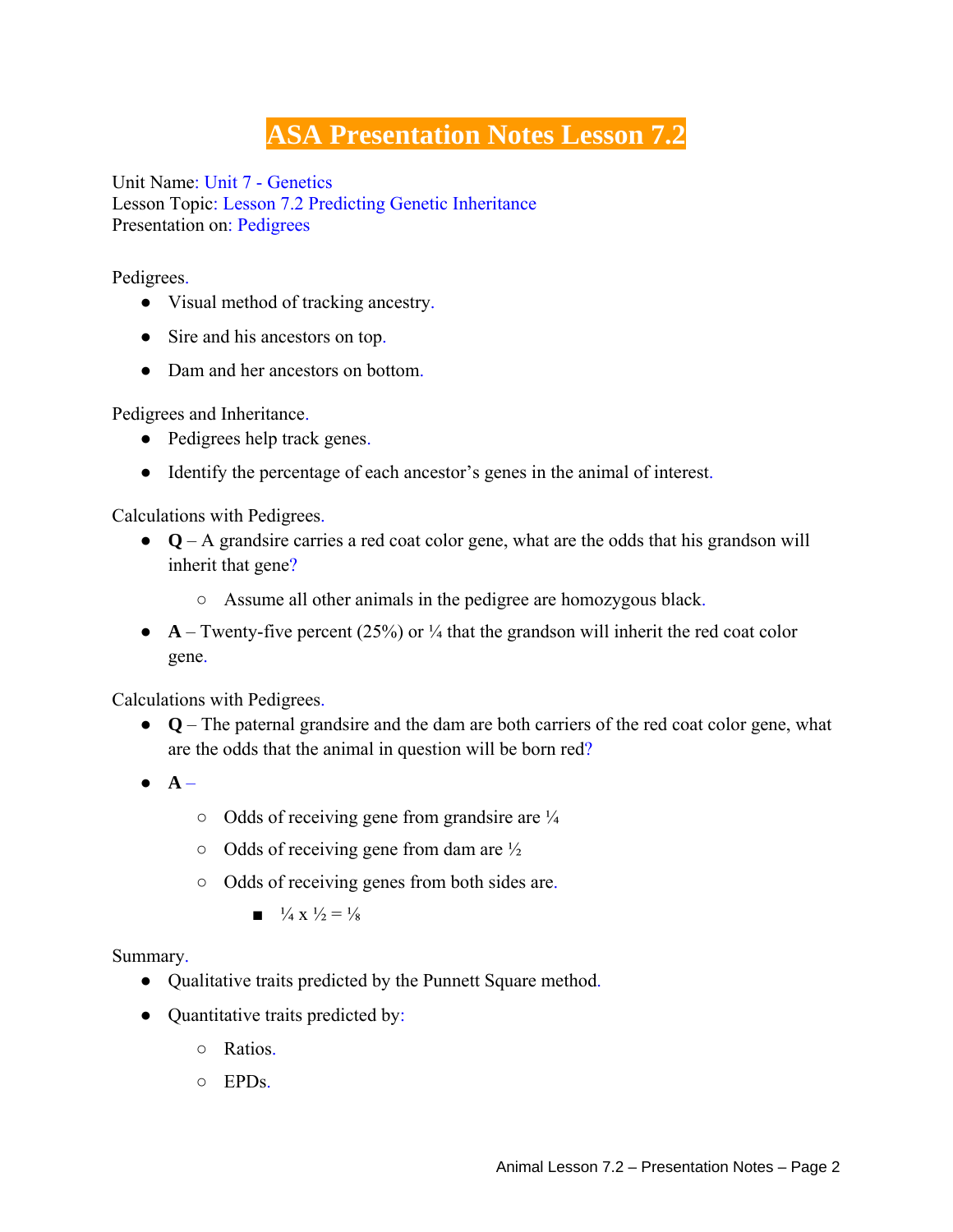# ASA Presentation Notes Lesson 7.2

Unit Name: Unit 7 - Genetics
Lesson Topic: Lesson 7.2 Predicting Genetic Inheritance
Presentation on: Pedigrees

Pedigrees.

- Visual method of tracking ancestry.
- Sire and his ancestors on top.
- Dam and her ancestors on bottom.

Pedigrees and Inheritance.

- Pedigrees help track genes.
- Identify the percentage of each ancestor's genes in the animal of interest.

Calculations with Pedigrees.

- **Q** – A grandsire carries a red coat color gene, what are the odds that his grandson will inherit that gene?
    - Assume all other animals in the pedigree are homozygous black.
- **A** – Twenty-five percent (25%) or $\frac{1}{4}$ that the grandson will inherit the red coat color gene.

Calculations with Pedigrees.

- **Q** – The paternal grandsire and the dam are both carriers of the red coat color gene, what are the odds that the animal in question will be born red?
- **A** –
    - Odds of receiving gene from grandsire are $\frac{1}{4}$
    - Odds of receiving gene from dam are $\frac{1}{2}$
    - Odds of receiving genes from both sides are.
        - $\frac{1}{4} \times \frac{1}{2} = \frac{1}{8}$

Summary.

- Qualitative traits predicted by the Punnett Square method.
- Quantitative traits predicted by:
    - Ratios.
    - EPDs.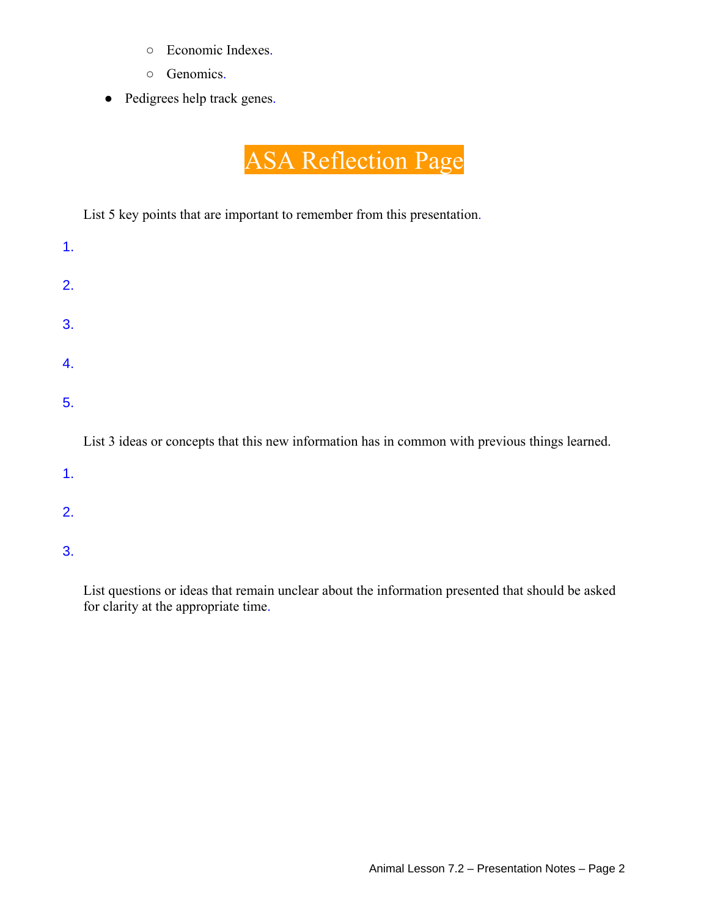- Economic Indexes.
    - Genomics.
- Pedigrees help track genes.

# ASA Reflection Page

List 5 key points that are important to remember from this presentation.

1.
2.
3.
4.
5.

List 3 ideas or concepts that this new information has in common with previous things learned.

1.
2.
3.

List questions or ideas that remain unclear about the information presented that should be asked for clarity at the appropriate time.